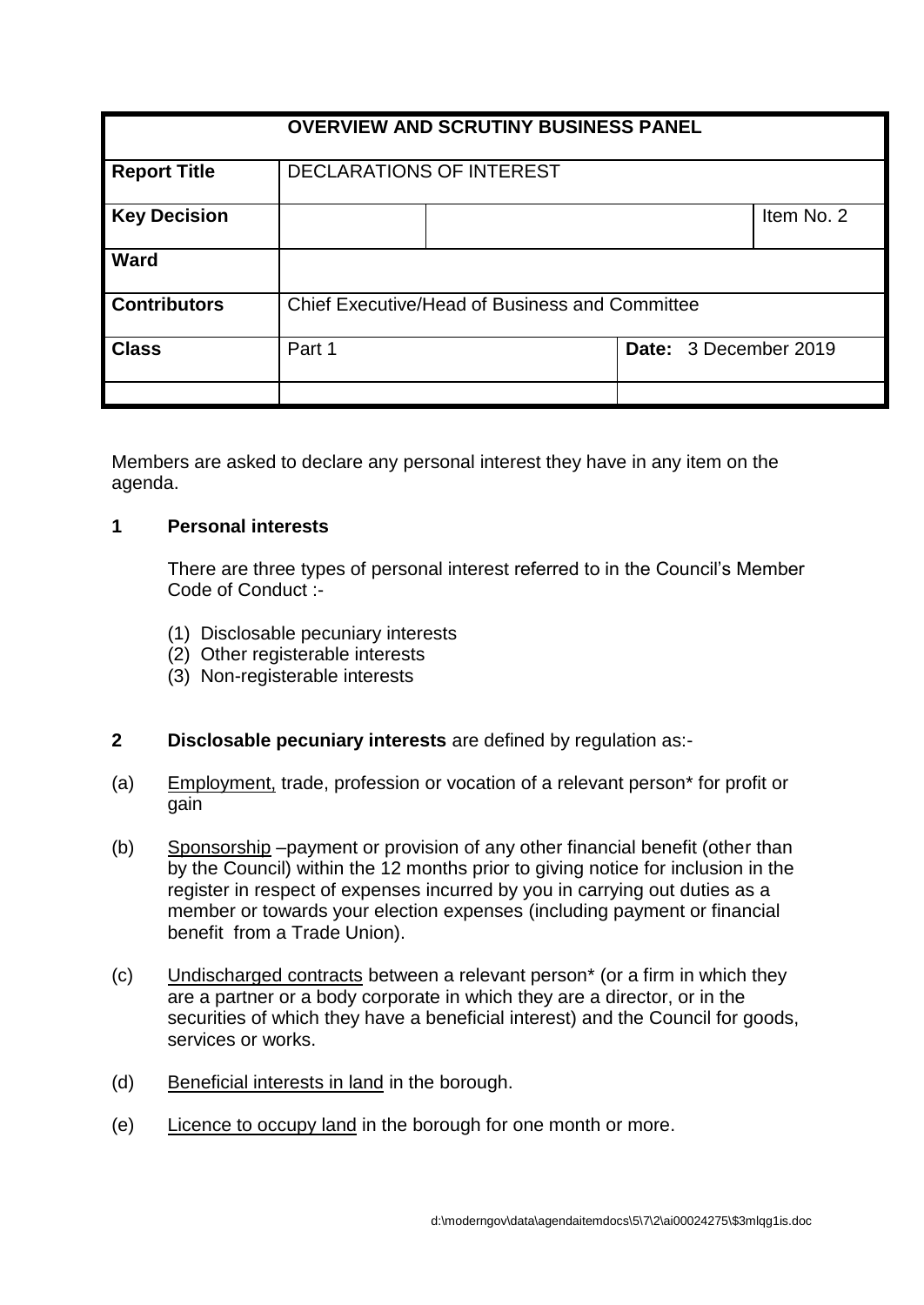| OVERVIEW AND SCRUTINY BUSINESS PANEL | | | |
|---|---|---|---|
| **Report Title** | DECLARATIONS OF INTEREST | | |
| **Key Decision** | | | Item No. 2 |
| **Ward** | | | |
| **Contributors** | Chief Executive/Head of Business and Committee | | |
| **Class** | Part 1 | **Date:** 3 December 2019 | |
| | | | |

Members are asked to declare any personal interest they have in any item on the agenda.

## 1 Personal interests

There are three types of personal interest referred to in the Council's Member Code of Conduct :-

(1) Disclosable pecuniary interests
(2) Other registerable interests
(3) Non-registerable interests

## 2 **Disclosable pecuniary interests** are defined by regulation as:-

(a) Employment, trade, profession or vocation of a relevant person* for profit or gain

(b) Sponsorship –payment or provision of any other financial benefit (other than by the Council) within the 12 months prior to giving notice for inclusion in the register in respect of expenses incurred by you in carrying out duties as a member or towards your election expenses (including payment or financial benefit from a Trade Union).

(c) Undischarged contracts between a relevant person* (or a firm in which they are a partner or a body corporate in which they are a director, or in the securities of which they have a beneficial interest) and the Council for goods, services or works.

(d) Beneficial interests in land in the borough.

(e) Licence to occupy land in the borough for one month or more.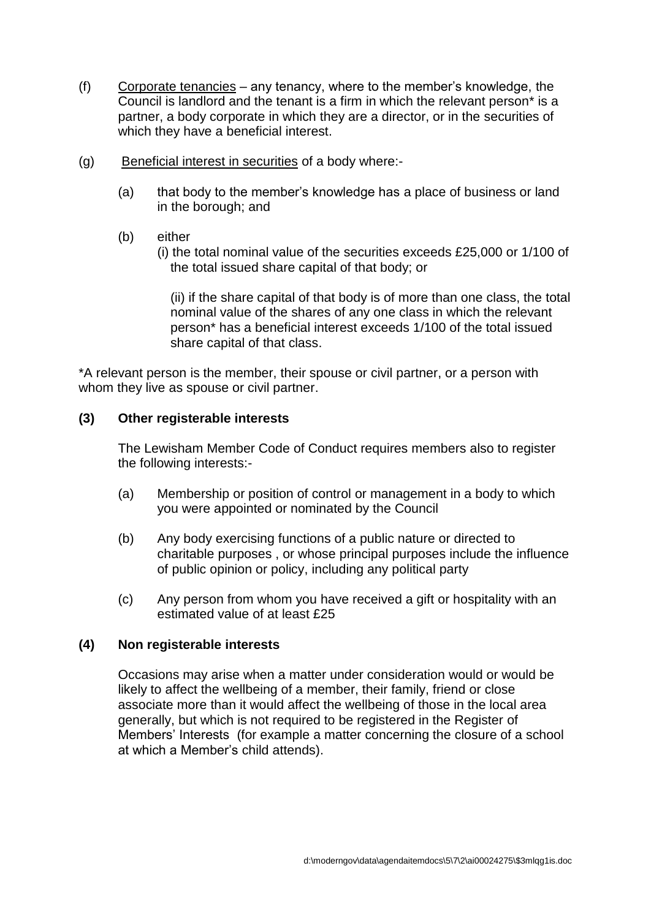(f) Corporate tenancies – any tenancy, where to the member's knowledge, the Council is landlord and the tenant is a firm in which the relevant person* is a partner, a body corporate in which they are a director, or in the securities of which they have a beneficial interest.

(g) Beneficial interest in securities of a body where:-

   (a) that body to the member's knowledge has a place of business or land in the borough; and

   (b) either
   (i) the total nominal value of the securities exceeds £25,000 or 1/100 of the total issued share capital of that body; or

   (ii) if the share capital of that body is of more than one class, the total nominal value of the shares of any one class in which the relevant person* has a beneficial interest exceeds 1/100 of the total issued share capital of that class.

*A relevant person is the member, their spouse or civil partner, or a person with whom they live as spouse or civil partner.

**(3) Other registerable interests**

The Lewisham Member Code of Conduct requires members also to register the following interests:-

(a) Membership or position of control or management in a body to which you were appointed or nominated by the Council

(b) Any body exercising functions of a public nature or directed to charitable purposes , or whose principal purposes include the influence of public opinion or policy, including any political party

(c) Any person from whom you have received a gift or hospitality with an estimated value of at least £25

**(4) Non registerable interests**

Occasions may arise when a matter under consideration would or would be likely to affect the wellbeing of a member, their family, friend or close associate more than it would affect the wellbeing of those in the local area generally, but which is not required to be registered in the Register of Members' Interests (for example a matter concerning the closure of a school at which a Member's child attends).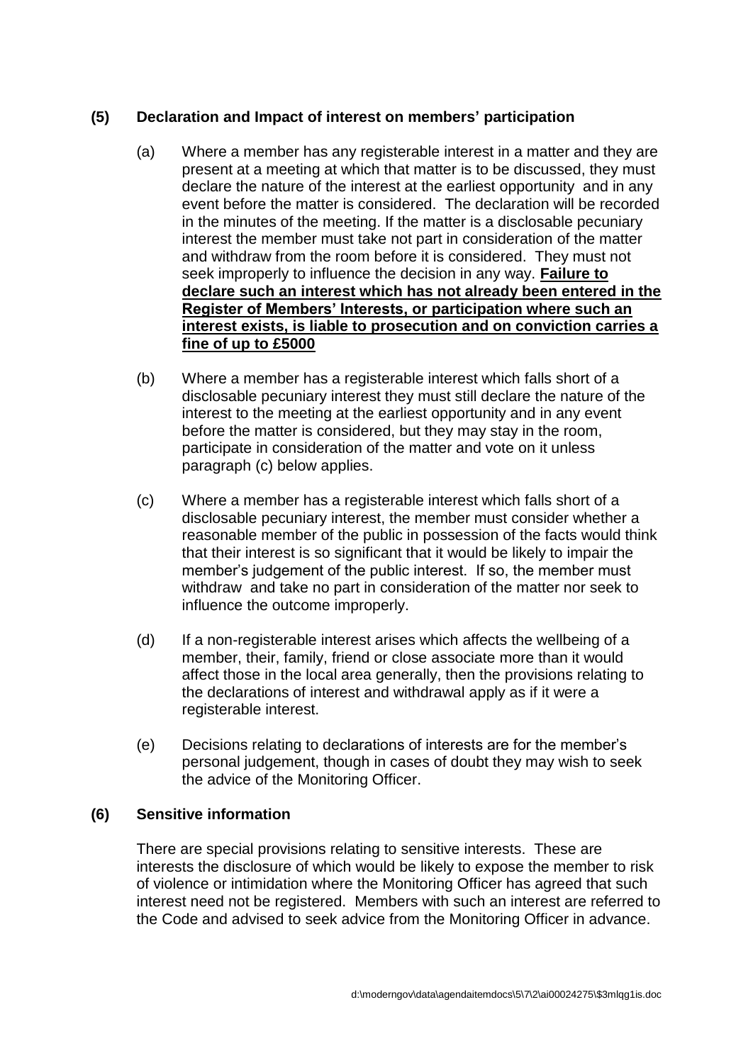## (5) Declaration and Impact of interest on members' participation

(a) Where a member has any registerable interest in a matter and they are present at a meeting at which that matter is to be discussed, they must declare the nature of the interest at the earliest opportunity and in any event before the matter is considered. The declaration will be recorded in the minutes of the meeting. If the matter is a disclosable pecuniary interest the member must take not part in consideration of the matter and withdraw from the room before it is considered. They must not seek improperly to influence the decision in any way. **Failure to declare such an interest which has not already been entered in the Register of Members' Interests, or participation where such an interest exists, is liable to prosecution and on conviction carries a fine of up to £5000**

(b) Where a member has a registerable interest which falls short of a disclosable pecuniary interest they must still declare the nature of the interest to the meeting at the earliest opportunity and in any event before the matter is considered, but they may stay in the room, participate in consideration of the matter and vote on it unless paragraph (c) below applies.

(c) Where a member has a registerable interest which falls short of a disclosable pecuniary interest, the member must consider whether a reasonable member of the public in possession of the facts would think that their interest is so significant that it would be likely to impair the member's judgement of the public interest. If so, the member must withdraw and take no part in consideration of the matter nor seek to influence the outcome improperly.

(d) If a non-registerable interest arises which affects the wellbeing of a member, their, family, friend or close associate more than it would affect those in the local area generally, then the provisions relating to the declarations of interest and withdrawal apply as if it were a registerable interest.

(e) Decisions relating to declarations of interests are for the member's personal judgement, though in cases of doubt they may wish to seek the advice of the Monitoring Officer.

## (6) Sensitive information

There are special provisions relating to sensitive interests. These are interests the disclosure of which would be likely to expose the member to risk of violence or intimidation where the Monitoring Officer has agreed that such interest need not be registered. Members with such an interest are referred to the Code and advised to seek advice from the Monitoring Officer in advance.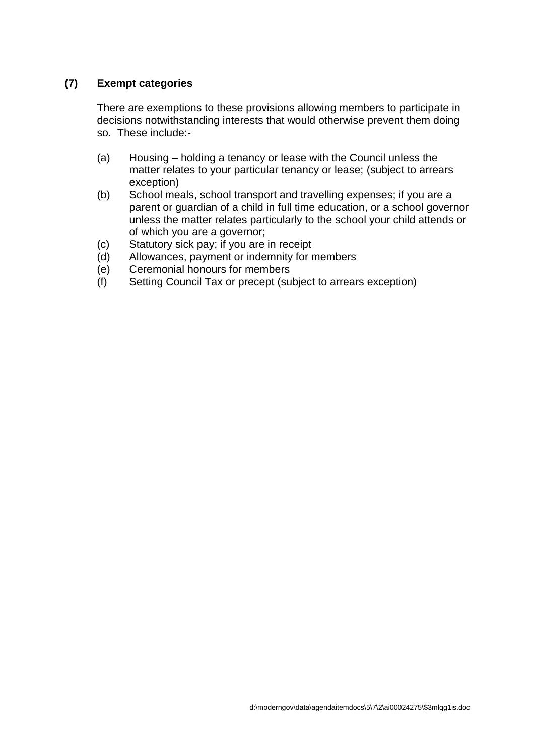### (7) Exempt categories

There are exemptions to these provisions allowing members to participate in decisions notwithstanding interests that would otherwise prevent them doing so. These include:-

(a) Housing – holding a tenancy or lease with the Council unless the matter relates to your particular tenancy or lease; (subject to arrears exception)
(b) School meals, school transport and travelling expenses; if you are a parent or guardian of a child in full time education, or a school governor unless the matter relates particularly to the school your child attends or of which you are a governor;
(c) Statutory sick pay; if you are in receipt
(d) Allowances, payment or indemnity for members
(e) Ceremonial honours for members
(f) Setting Council Tax or precept (subject to arrears exception)